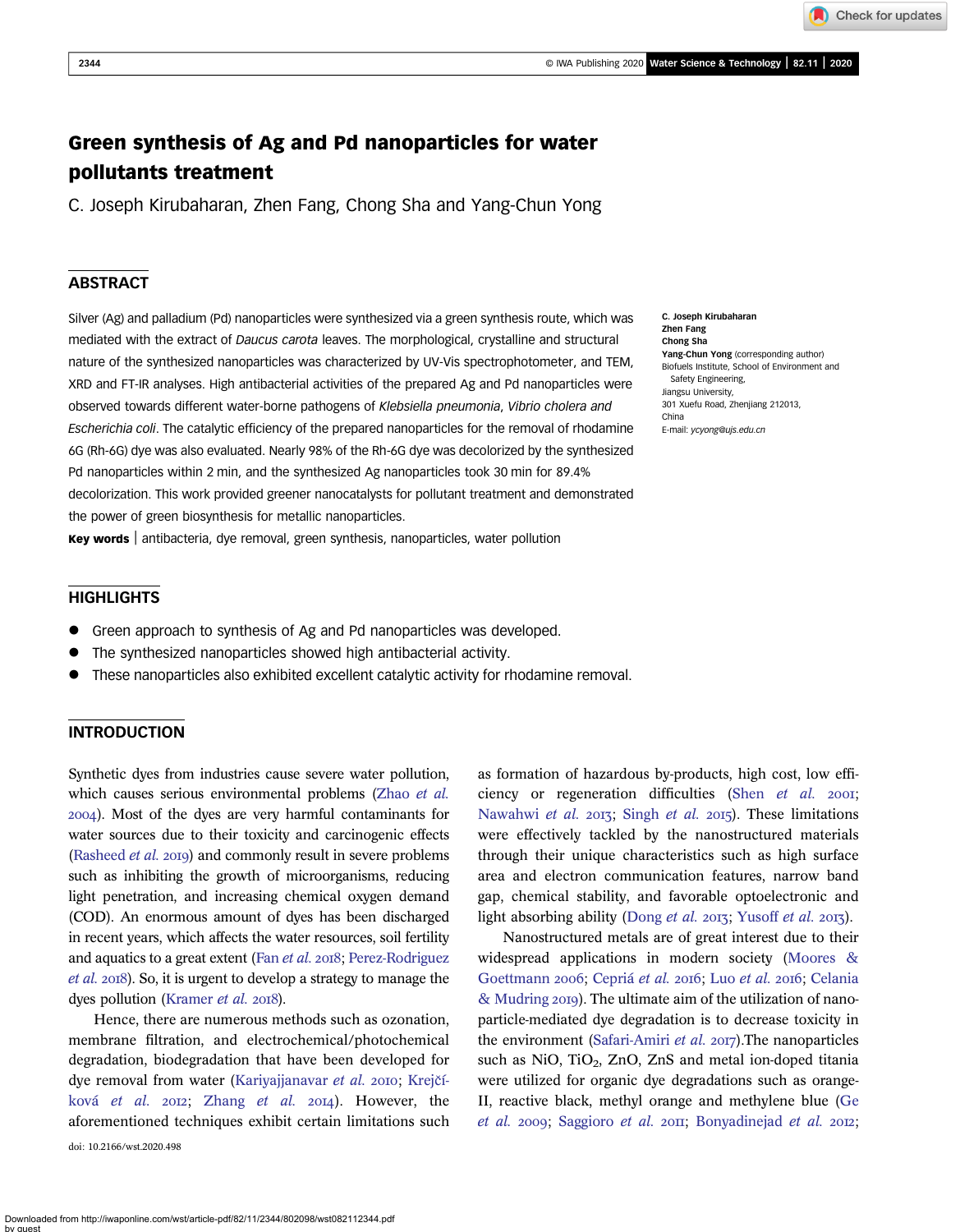# Green synthesis of Ag and Pd nanoparticles for water pollutants treatment

C. Joseph Kirubaharan, Zhen Fang, Chong Sha and Yang-Chun Yong

## ABSTRACT

Silver (Ag) and palladium (Pd) nanoparticles were synthesized via a green synthesis route, which was mediated with the extract of *Daucus carota* leaves. The morphological, crystalline and structural nature of the synthesized nanoparticles was characterized by UV-Vis spectrophotometer, and TEM, XRD and FT-IR analyses. High antibacterial activities of the prepared Ag and Pd nanoparticles were observed towards different water-borne pathogens of *Klebsiella pneumonia*, *Vibrio cholera and Escherichia coli*. The catalytic efficiency of the prepared nanoparticles for the removal of rhodamine 6G (Rh-6G) dye was also evaluated. Nearly 98% of the Rh-6G dye was decolorized by the synthesized Pd nanoparticles within 2 min, and the synthesized Ag nanoparticles took 30 min for 89.4% decolorization. This work provided greener nanocatalysts for pollutant treatment and demonstrated the power of green biosynthesis for metallic nanoparticles.

**Key words** | antibacteria, dye removal, green synthesis, nanoparticles, water pollution

**C. Joseph Kirubaharan**
**Zhen Fang**
**Chong Sha**
**Yang-Chun Yong** (corresponding author)
Biofuels Institute, School of Environment and Safety Engineering,
Jiangsu University,
301 Xuefu Road, Zhenjiang 212013,
China
E-mail: *ycyong@ujs.edu.cn*

## HIGHLIGHTS

- Green approach to synthesis of Ag and Pd nanoparticles was developed.
- The synthesized nanoparticles showed high antibacterial activity.
- These nanoparticles also exhibited excellent catalytic activity for rhodamine removal.

## INTRODUCTION

Synthetic dyes from industries cause severe water pollution, which causes serious environmental problems (Zhao *et al.* 2004). Most of the dyes are very harmful contaminants for water sources due to their toxicity and carcinogenic effects (Rasheed *et al.* 2019) and commonly result in severe problems such as inhibiting the growth of microorganisms, reducing light penetration, and increasing chemical oxygen demand (COD). An enormous amount of dyes has been discharged in recent years, which affects the water resources, soil fertility and aquatics to a great extent (Fan *et al.* 2018; Perez-Rodriguez *et al.* 2018). So, it is urgent to develop a strategy to manage the dyes pollution (Kramer *et al.* 2018).

Hence, there are numerous methods such as ozonation, membrane filtration, and electrochemical/photochemical degradation, biodegradation that have been developed for dye removal from water (Kariyajjanavar *et al.* 2010; Krejčíková *et al.* 2012; Zhang *et al.* 2014). However, the aforementioned techniques exhibit certain limitations such as formation of hazardous by-products, high cost, low efficiency or regeneration difficulties (Shen *et al.* 2001; Nawahwi *et al.* 2013; Singh *et al.* 2015). These limitations were effectively tackled by the nanostructured materials through their unique characteristics such as high surface area and electron communication features, narrow band gap, chemical stability, and favorable optoelectronic and light absorbing ability (Dong *et al.* 2013; Yusoff *et al.* 2013).

Nanostructured metals are of great interest due to their widespread applications in modern society (Moores & Goettmann 2006; Cepriá *et al.* 2016; Luo *et al.* 2016; Celania & Mudring 2019). The ultimate aim of the utilization of nanoparticle-mediated dye degradation is to decrease toxicity in the environment (Safari-Amiri *et al.* 2017).The nanoparticles such as NiO, $TiO_2$, ZnO, ZnS and metal ion-doped titania were utilized for organic dye degradations such as orange-II, reactive black, methyl orange and methylene blue (Ge *et al.* 2009; Saggioro *et al.* 2011; Bonyadinejad *et al.* 2012;

doi: 10.2166/wst.2020.498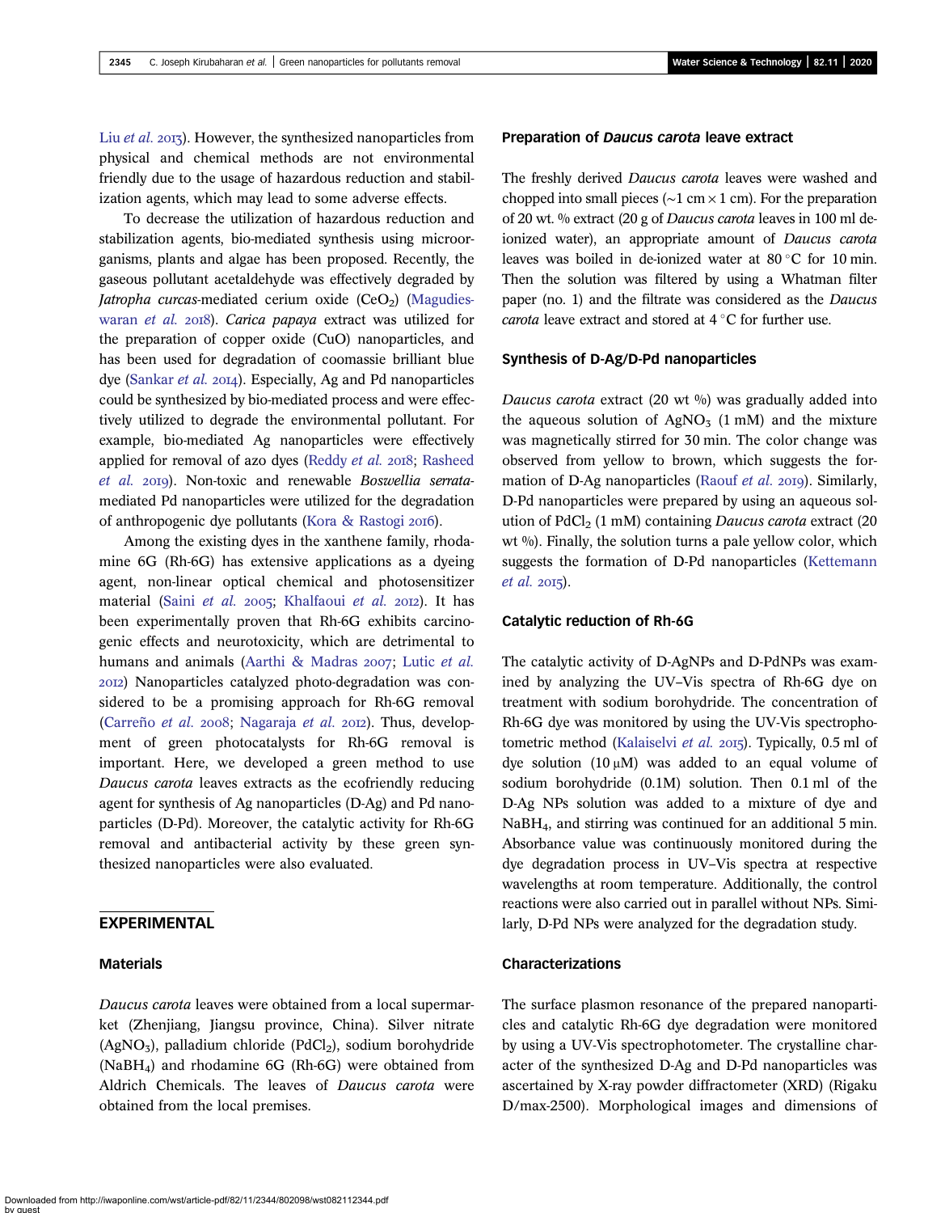Liu *et al.* 2013). However, the synthesized nanoparticles from physical and chemical methods are not environmental friendly due to the usage of hazardous reduction and stabilization agents, which may lead to some adverse effects.

To decrease the utilization of hazardous reduction and stabilization agents, bio-mediated synthesis using microorganisms, plants and algae has been proposed. Recently, the gaseous pollutant acetaldehyde was effectively degraded by *Jatropha curcas*-mediated cerium oxide ($CeO_2$) (Magudieswaran *et al.* 2018). *Carica papaya* extract was utilized for the preparation of copper oxide (CuO) nanoparticles, and has been used for degradation of coomassie brilliant blue dye (Sankar *et al.* 2014). Especially, Ag and Pd nanoparticles could be synthesized by bio-mediated process and were effectively utilized to degrade the environmental pollutant. For example, bio-mediated Ag nanoparticles were effectively applied for removal of azo dyes (Reddy *et al.* 2018; Rasheed *et al.* 2019). Non-toxic and renewable *Boswellia serrata*-mediated Pd nanoparticles were utilized for the degradation of anthropogenic dye pollutants (Kora & Rastogi 2016).

Among the existing dyes in the xanthene family, rhodamine 6G (Rh-6G) has extensive applications as a dyeing agent, non-linear optical chemical and photosensitizer material (Saini *et al.* 2005; Khalfaoui *et al.* 2012). It has been experimentally proven that Rh-6G exhibits carcinogenic effects and neurotoxicity, which are detrimental to humans and animals (Aarthi & Madras 2007; Lutic *et al.* 2012) Nanoparticles catalyzed photo-degradation was considered to be a promising approach for Rh-6G removal (Carreño *et al.* 2008; Nagaraja *et al.* 2012). Thus, development of green photocatalysts for Rh-6G removal is important. Here, we developed a green method to use *Daucus carota* leaves extracts as the ecofriendly reducing agent for synthesis of Ag nanoparticles (D-Ag) and Pd nanoparticles (D-Pd). Moreover, the catalytic activity for Rh-6G removal and antibacterial activity by these green synthesized nanoparticles were also evaluated.

## EXPERIMENTAL

### Materials

*Daucus carota* leaves were obtained from a local supermarket (Zhenjiang, Jiangsu province, China). Silver nitrate ($AgNO_3$), palladium chloride ($PdCl_2$), sodium borohydride ($NaBH_4$) and rhodamine 6G (Rh-6G) were obtained from Aldrich Chemicals. The leaves of *Daucus carota* were obtained from the local premises.

### Preparation of *Daucus carota* leave extract

The freshly derived *Daucus carota* leaves were washed and chopped into small pieces (~1 cm × 1 cm). For the preparation of 20 wt. % extract (20 g of *Daucus carota* leaves in 100 ml de-ionized water), an appropriate amount of *Daucus carota* leaves was boiled in de-ionized water at 80 °C for 10 min. Then the solution was filtered by using a Whatman filter paper (no. 1) and the filtrate was considered as the *Daucus carota* leave extract and stored at 4 °C for further use.

### Synthesis of D-Ag/D-Pd nanoparticles

*Daucus carota* extract (20 wt %) was gradually added into the aqueous solution of $AgNO_3$ (1 mM) and the mixture was magnetically stirred for 30 min. The color change was observed from yellow to brown, which suggests the formation of D-Ag nanoparticles (Raouf *et al.* 2019). Similarly, D-Pd nanoparticles were prepared by using an aqueous solution of $PdCl_2$ (1 mM) containing *Daucus carota* extract (20 wt %). Finally, the solution turns a pale yellow color, which suggests the formation of D-Pd nanoparticles (Kettemann *et al.* 2015).

### Catalytic reduction of Rh-6G

The catalytic activity of D-AgNPs and D-PdNPs was examined by analyzing the UV–Vis spectra of Rh-6G dye on treatment with sodium borohydride. The concentration of Rh-6G dye was monitored by using the UV-Vis spectrophotometric method (Kalaiselvi *et al.* 2015). Typically, 0.5 ml of dye solution (10 μM) was added to an equal volume of sodium borohydride (0.1M) solution. Then 0.1 ml of the D-Ag NPs solution was added to a mixture of dye and $NaBH_4$, and stirring was continued for an additional 5 min. Absorbance value was continuously monitored during the dye degradation process in UV–Vis spectra at respective wavelengths at room temperature. Additionally, the control reactions were also carried out in parallel without NPs. Similarly, D-Pd NPs were analyzed for the degradation study.

### Characterizations

The surface plasmon resonance of the prepared nanoparticles and catalytic Rh-6G dye degradation were monitored by using a UV-Vis spectrophotometer. The crystalline character of the synthesized D-Ag and D-Pd nanoparticles was ascertained by X-ray powder diffractometer (XRD) (Rigaku D/max-2500). Morphological images and dimensions of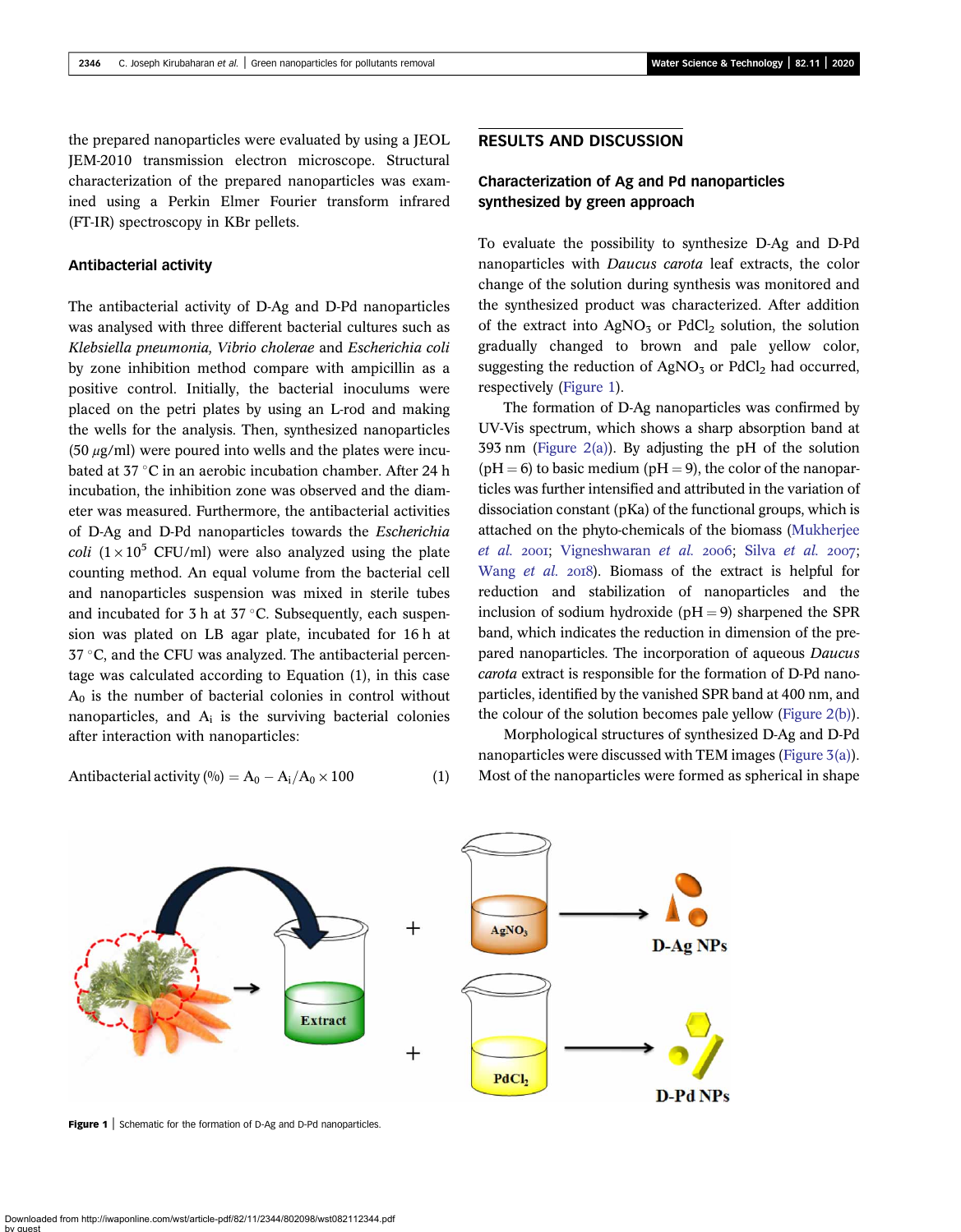the prepared nanoparticles were evaluated by using a JEOL JEM-2010 transmission electron microscope. Structural characterization of the prepared nanoparticles was examined using a Perkin Elmer Fourier transform infrared (FT-IR) spectroscopy in KBr pellets.

### Antibacterial activity

The antibacterial activity of D-Ag and D-Pd nanoparticles was analysed with three different bacterial cultures such as *Klebsiella pneumonia, Vibrio cholerae* and *Escherichia coli* by zone inhibition method compare with ampicillin as a positive control. Initially, the bacterial inoculums were placed on the petri plates by using an L-rod and making the wells for the analysis. Then, synthesized nanoparticles (50 $\mu$g/ml) were poured into wells and the plates were incubated at 37 °C in an aerobic incubation chamber. After 24 h incubation, the inhibition zone was observed and the diameter was measured. Furthermore, the antibacterial activities of D-Ag and D-Pd nanoparticles towards the *Escherichia coli* ($1 \times 10^5$ CFU/ml) were also analyzed using the plate counting method. An equal volume from the bacterial cell and nanoparticles suspension was mixed in sterile tubes and incubated for 3 h at 37 °C. Subsequently, each suspension was plated on LB agar plate, incubated for 16 h at 37 °C, and the CFU was analyzed. The antibacterial percentage was calculated according to Equation (1), in this case $A_0$ is the number of bacterial colonies in control without nanoparticles, and $A_i$ is the surviving bacterial colonies after interaction with nanoparticles:

$$\text{Antibacterial activity (\%)} = A_0 - A_i/A_0 \times 100 \quad (1)$$

## RESULTS AND DISCUSSION

### Characterization of Ag and Pd nanoparticles synthesized by green approach

To evaluate the possibility to synthesize D-Ag and D-Pd nanoparticles with *Daucus carota* leaf extracts, the color change of the solution during synthesis was monitored and the synthesized product was characterized. After addition of the extract into $AgNO_3$ or $PdCl_2$ solution, the solution gradually changed to brown and pale yellow color, suggesting the reduction of $AgNO_3$ or $PdCl_2$ had occurred, respectively (Figure 1).

The formation of D-Ag nanoparticles was confirmed by UV-Vis spectrum, which shows a sharp absorption band at 393 nm (Figure 2(a)). By adjusting the pH of the solution (pH = 6) to basic medium (pH = 9), the color of the nanoparticles was further intensified and attributed in the variation of dissociation constant (pKa) of the functional groups, which is attached on the phyto-chemicals of the biomass (Mukherjee *et al.* 2001; Vigneshwaran *et al.* 2006; Silva *et al.* 2007; Wang *et al.* 2018). Biomass of the extract is helpful for reduction and stabilization of nanoparticles and the inclusion of sodium hydroxide (pH = 9) sharpened the SPR band, which indicates the reduction in dimension of the prepared nanoparticles. The incorporation of aqueous *Daucus carota* extract is responsible for the formation of D-Pd nanoparticles, identified by the vanished SPR band at 400 nm, and the colour of the solution becomes pale yellow (Figure 2(b)).

Morphological structures of synthesized D-Ag and D-Pd nanoparticles were discussed with TEM images (Figure 3(a)). Most of the nanoparticles were formed as spherical in shape

**Figure 1** | Schematic for the formation of D-Ag and D-Pd nanoparticles.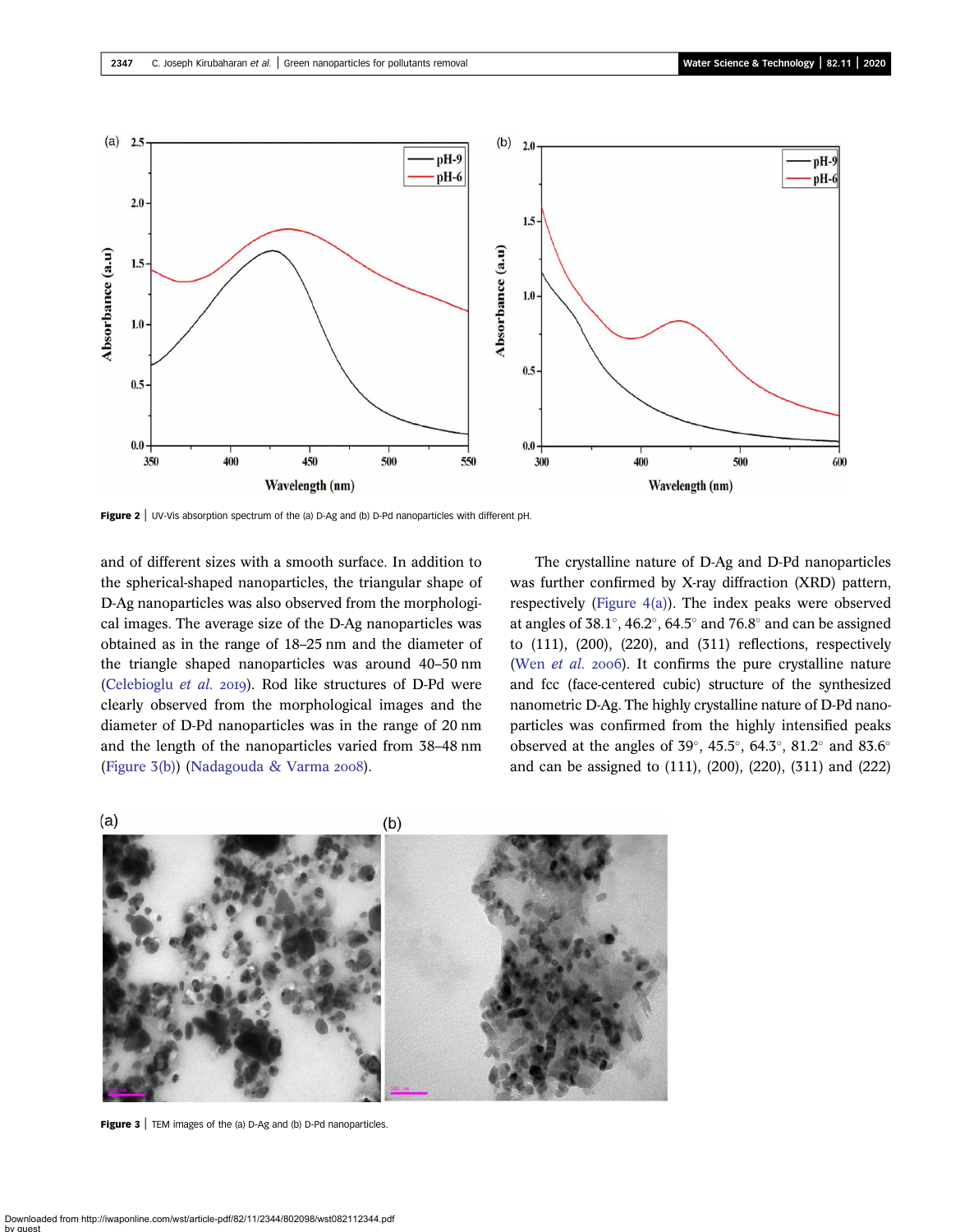Figure 2 | UV-Vis absorption spectrum of the (a) D-Ag and (b) D-Pd nanoparticles with different pH.

and of different sizes with a smooth surface. In addition to the spherical-shaped nanoparticles, the triangular shape of D-Ag nanoparticles was also observed from the morphological images. The average size of the D-Ag nanoparticles was obtained as in the range of 18–25 nm and the diameter of the triangle shaped nanoparticles was around 40–50 nm (Celebioglu *et al.* 2019). Rod like structures of D-Pd were clearly observed from the morphological images and the diameter of D-Pd nanoparticles was in the range of 20 nm and the length of the nanoparticles varied from 38–48 nm (Figure 3(b)) (Nadagouda & Varma 2008).

The crystalline nature of D-Ag and D-Pd nanoparticles was further confirmed by X-ray diffraction (XRD) pattern, respectively (Figure 4(a)). The index peaks were observed at angles of 38.1°, 46.2°, 64.5° and 76.8° and can be assigned to (111), (200), (220), and (311) reflections, respectively (Wen *et al.* 2006). It confirms the pure crystalline nature and fcc (face-centered cubic) structure of the synthesized nanometric D-Ag. The highly crystalline nature of D-Pd nanoparticles was confirmed from the highly intensified peaks observed at the angles of 39°, 45.5°, 64.3°, 81.2° and 83.6° and can be assigned to (111), (200), (220), (311) and (222)

Figure 3 | TEM images of the (a) D-Ag and (b) D-Pd nanoparticles.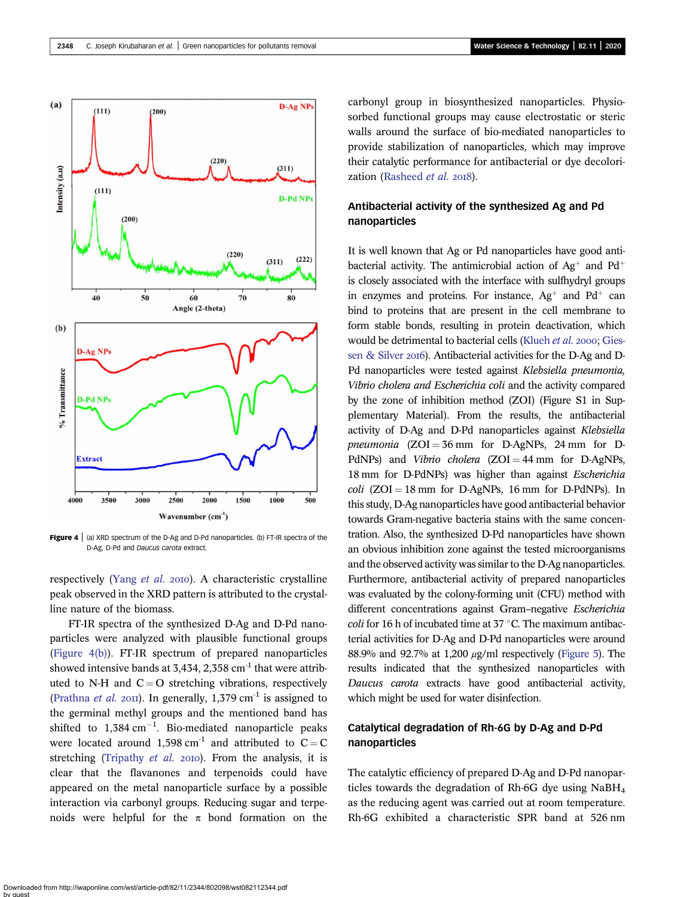Figure 4 | (a) XRD spectrum of the D-Ag and D-Pd nanoparticles. (b) FT-IR spectra of the D-Ag, D-Pd and *Daucus carota* extract.

respectively (Yang *et al.* 2010). A characteristic crystalline peak observed in the XRD pattern is attributed to the crystalline nature of the biomass.

FT-IR spectra of the synthesized D-Ag and D-Pd nanoparticles were analyzed with plausible functional groups (Figure 4(b)). FT-IR spectrum of prepared nanoparticles showed intensive bands at 3,434, 2,358 $cm^{-1}$ that were attributed to N-H and C = O stretching vibrations, respectively (Prathna *et al.* 2011). In generally, 1,379 $cm^{-1}$ is assigned to the germinal methyl groups and the mentioned band has shifted to 1,384 $cm^{-1}$. Bio-mediated nanoparticle peaks were located around 1,598 $cm^{-1}$ and attributed to C = C stretching (Tripathy *et al.* 2010). From the analysis, it is clear that the flavanones and terpenoids could have appeared on the metal nanoparticle surface by a possible interaction via carbonyl groups. Reducing sugar and terpenoids were helpful for the π bond formation on the carbonyl group in biosynthesized nanoparticles. Physiosorbed functional groups may cause electrostatic or steric walls around the surface of bio-mediated nanoparticles to provide stabilization of nanoparticles, which may improve their catalytic performance for antibacterial or dye decolorization (Rasheed *et al.* 2018).

## Antibacterial activity of the synthesized Ag and Pd nanoparticles

It is well known that Ag or Pd nanoparticles have good antibacterial activity. The antimicrobial action of $Ag^{+}$ and $Pd^{+}$ is closely associated with the interface with sulfhydryl groups in enzymes and proteins. For instance, $Ag^{+}$ and $Pd^{+}$ can bind to proteins that are present in the cell membrane to form stable bonds, resulting in protein deactivation, which would be detrimental to bacterial cells (Klueh *et al.* 2000; Giessen & Silver 2016). Antibacterial activities for the D-Ag and D-Pd nanoparticles were tested against *Klebsiella pneumonia, Vibrio cholera and Escherichia coli* and the activity compared by the zone of inhibition method (ZOI) (Figure S1 in Supplementary Material). From the results, the antibacterial activity of D-Ag and D-Pd nanoparticles against *Klebsiella pneumonia* (ZOI = 36 mm for D-AgNPs, 24 mm for D-PdNPs) and *Vibrio cholera* (ZOI = 44 mm for D-AgNPs, 18 mm for D-PdNPs) was higher than against *Escherichia coli* (ZOI = 18 mm for D-AgNPs, 16 mm for D-PdNPs). In this study, D-Ag nanoparticles have good antibacterial behavior towards Gram-negative bacteria stains with the same concentration. Also, the synthesized D-Pd nanoparticles have shown an obvious inhibition zone against the tested microorganisms and the observed activity was similar to the D-Ag nanoparticles. Furthermore, antibacterial activity of prepared nanoparticles was evaluated by the colony-forming unit (CFU) method with different concentrations against Gram–negative *Escherichia coli* for 16 h of incubated time at 37 °C. The maximum antibacterial activities for D-Ag and D-Pd nanoparticles were around 88.9% and 92.7% at 1,200 μg/ml respectively (Figure 5). The results indicated that the synthesized nanoparticles with *Daucus carota* extracts have good antibacterial activity, which might be used for water disinfection.

## Catalytical degradation of Rh-6G by D-Ag and D-Pd nanoparticles

The catalytic efficiency of prepared D-Ag and D-Pd nanoparticles towards the degradation of Rh-6G dye using $NaBH_4$ as the reducing agent was carried out at room temperature. Rh-6G exhibited a characteristic SPR band at 526 nm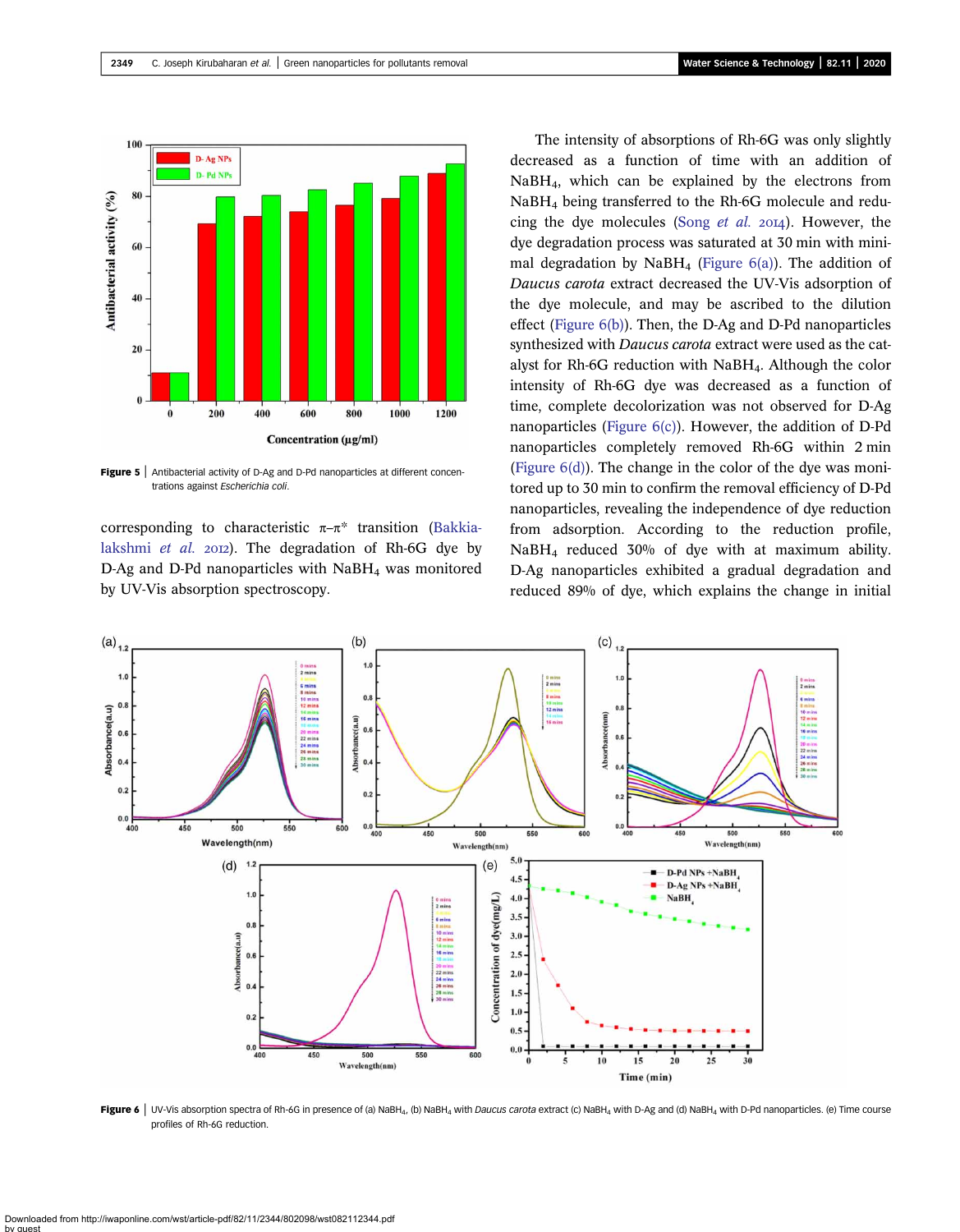Figure 5 | Antibacterial activity of D-Ag and D-Pd nanoparticles at different concentrations against *Escherichia coli*.

corresponding to characteristic π–π* transition (Bakkialakshmi *et al.* 2012). The degradation of Rh-6G dye by D-Ag and D-Pd nanoparticles with $NaBH_4$ was monitored by UV-Vis absorption spectroscopy.

The intensity of absorptions of Rh-6G was only slightly decreased as a function of time with an addition of $NaBH_4$, which can be explained by the electrons from $NaBH_4$ being transferred to the Rh-6G molecule and reducing the dye molecules (Song *et al.* 2014). However, the dye degradation process was saturated at 30 min with minimal degradation by $NaBH_4$ (Figure 6(a)). The addition of *Daucus carota* extract decreased the UV-Vis adsorption of the dye molecule, and may be ascribed to the dilution effect (Figure 6(b)). Then, the D-Ag and D-Pd nanoparticles synthesized with *Daucus carota* extract were used as the catalyst for Rh-6G reduction with $NaBH_4$. Although the color intensity of Rh-6G dye was decreased as a function of time, complete decolorization was not observed for D-Ag nanoparticles (Figure 6(c)). However, the addition of D-Pd nanoparticles completely removed Rh-6G within 2 min (Figure 6(d)). The change in the color of the dye was monitored up to 30 min to confirm the removal efficiency of D-Pd nanoparticles, revealing the independence of dye reduction from adsorption. According to the reduction profile, $NaBH_4$ reduced 30% of dye with at maximum ability. D-Ag nanoparticles exhibited a gradual degradation and reduced 89% of dye, which explains the change in initial

Figure 6 | UV-Vis absorption spectra of Rh-6G in presence of (a) $NaBH_4$, (b) $NaBH_4$ with *Daucus carota* extract (c) $NaBH_4$ with D-Ag and (d) $NaBH_4$ with D-Pd nanoparticles. (e) Time course profiles of Rh-6G reduction.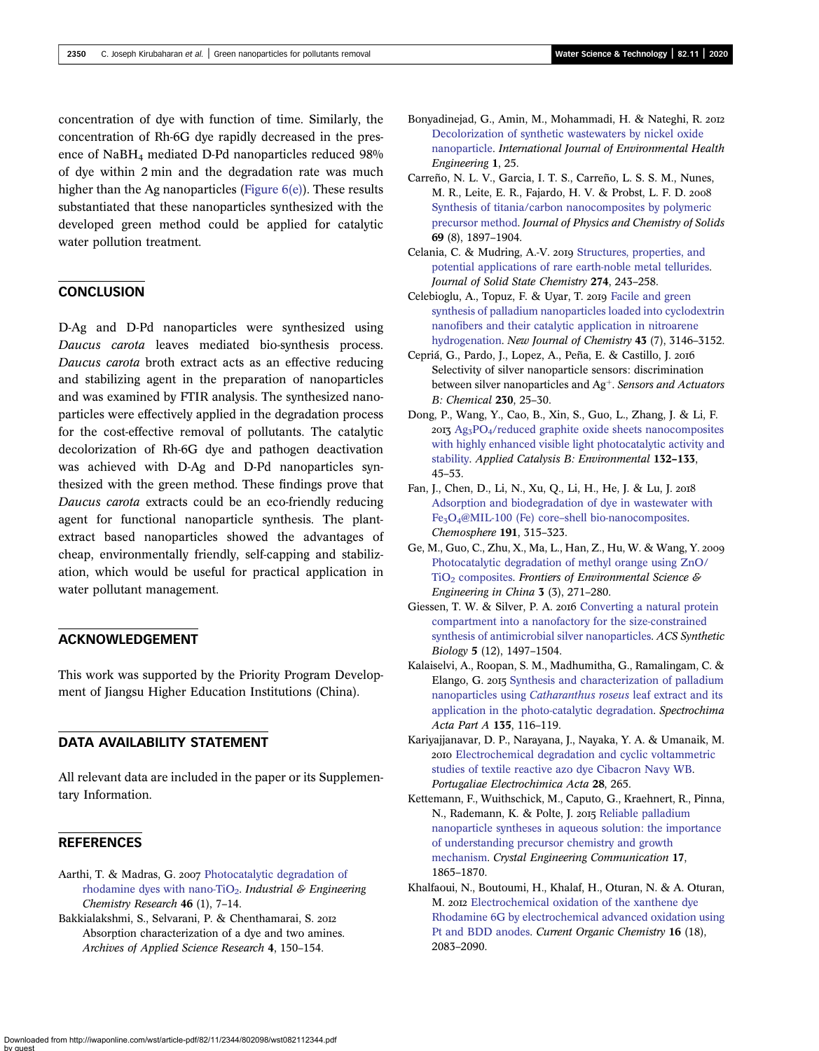concentration of dye with function of time. Similarly, the concentration of Rh-6G dye rapidly decreased in the presence of $NaBH_4$ mediated D-Pd nanoparticles reduced 98% of dye within 2 min and the degradation rate was much higher than the Ag nanoparticles (Figure 6(e)). These results substantiated that these nanoparticles synthesized with the developed green method could be applied for catalytic water pollution treatment.

## CONCLUSION

D-Ag and D-Pd nanoparticles were synthesized using *Daucus carota* leaves mediated bio-synthesis process. *Daucus carota* broth extract acts as an effective reducing and stabilizing agent in the preparation of nanoparticles and was examined by FTIR analysis. The synthesized nanoparticles were effectively applied in the degradation process for the cost-effective removal of pollutants. The catalytic decolorization of Rh-6G dye and pathogen deactivation was achieved with D-Ag and D-Pd nanoparticles synthesized with the green method. These findings prove that *Daucus carota* extracts could be an eco-friendly reducing agent for functional nanoparticle synthesis. The plant-extract based nanoparticles showed the advantages of cheap, environmentally friendly, self-capping and stabilization, which would be useful for practical application in water pollutant management.

## ACKNOWLEDGEMENT

This work was supported by the Priority Program Development of Jiangsu Higher Education Institutions (China).

## DATA AVAILABILITY STATEMENT

All relevant data are included in the paper or its Supplementary Information.

## REFERENCES

Aarthi, T. & Madras, G. 2007 Photocatalytic degradation of rhodamine dyes with nano-$TiO_2$. *Industrial & Engineering Chemistry Research* **46** (1), 7–14.

Bakkialakshmi, S., Selvarani, P. & Chenthamarai, S. 2012 Absorption characterization of a dye and two amines. *Archives of Applied Science Research* **4**, 150–154.

Bonyadinejad, G., Amin, M., Mohammadi, H. & Nateghi, R. 2012 Decolorization of synthetic wastewaters by nickel oxide nanoparticle. *International Journal of Environmental Health Engineering* **1**, 25.

Carreño, N. L. V., Garcia, I. T. S., Carreño, L. S. S. M., Nunes, M. R., Leite, E. R., Fajardo, H. V. & Probst, L. F. D. 2008 Synthesis of titania/carbon nanocomposites by polymeric precursor method. *Journal of Physics and Chemistry of Solids* **69** (8), 1897–1904.

Celania, C. & Mudring, A.-V. 2019 Structures, properties, and potential applications of rare earth-noble metal tellurides. *Journal of Solid State Chemistry* **274**, 243–258.

Celebioglu, A., Topuz, F. & Uyar, T. 2019 Facile and green synthesis of palladium nanoparticles loaded into cyclodextrin nanofibers and their catalytic application in nitroarene hydrogenation. *New Journal of Chemistry* **43** (7), 3146–3152.

Cepriá, G., Pardo, J., Lopez, A., Peña, E. & Castillo, J. 2016 Selectivity of silver nanoparticle sensors: discrimination between silver nanoparticles and $Ag^+$. *Sensors and Actuators B: Chemical* **230**, 25–30.

Dong, P., Wang, Y., Cao, B., Xin, S., Guo, L., Zhang, J. & Li, F. 2013 $Ag_3PO_4$/reduced graphite oxide sheets nanocomposites with highly enhanced visible light photocatalytic activity and stability. *Applied Catalysis B: Environmental* **132–133**, 45–53.

Fan, J., Chen, D., Li, N., Xu, Q., Li, H., He, J. & Lu, J. 2018 Adsorption and biodegradation of dye in wastewater with $Fe_3O_4$@MIL-100 (Fe) core–shell bio-nanocomposites. *Chemosphere* **191**, 315–323.

Ge, M., Guo, C., Zhu, X., Ma, L., Han, Z., Hu, W. & Wang, Y. 2009 Photocatalytic degradation of methyl orange using ZnO/$TiO_2$ composites. *Frontiers of Environmental Science & Engineering in China* **3** (3), 271–280.

Giessen, T. W. & Silver, P. A. 2016 Converting a natural protein compartment into a nanofactory for the size-constrained synthesis of antimicrobial silver nanoparticles. *ACS Synthetic Biology* **5** (12), 1497–1504.

Kalaiselvi, A., Roopan, S. M., Madhumitha, G., Ramalingam, C. & Elango, G. 2015 Synthesis and characterization of palladium nanoparticles using *Catharanthus roseus* leaf extract and its application in the photo-catalytic degradation. *Spectrochima Acta Part A* **135**, 116–119.

Kariyajjanavar, D. P., Narayana, J., Nayaka, Y. A. & Umanaik, M. 2010 Electrochemical degradation and cyclic voltammetric studies of textile reactive azo dye Cibacron Navy WB. *Portugaliae Electrochimica Acta* **28**, 265.

Kettemann, F., Wuithschick, M., Caputo, G., Kraehnert, R., Pinna, N., Rademann, K. & Polte, J. 2015 Reliable palladium nanoparticle syntheses in aqueous solution: the importance of understanding precursor chemistry and growth mechanism. *Crystal Engineering Communication* **17**, 1865–1870.

Khalfaoui, N., Boutoumi, H., Khalaf, H., Oturan, N. & A. Oturan, M. 2012 Electrochemical oxidation of the xanthene dye Rhodamine 6G by electrochemical advanced oxidation using Pt and BDD anodes. *Current Organic Chemistry* **16** (18), 2083–2090.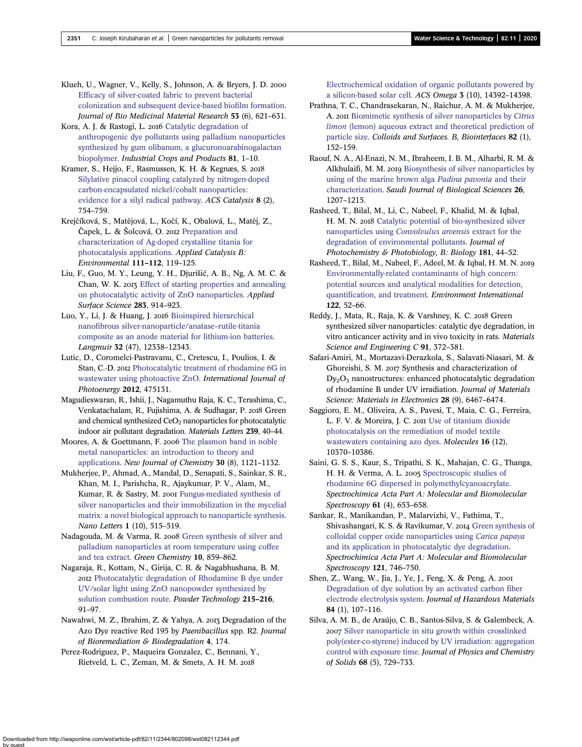Klueh, U., Wagner, V., Kelly, S., Johnson, A. & Bryers, J. D. 2000 Efficacy of silver-coated fabric to prevent bacterial colonization and subsequent device-based biofilm formation. *Journal of Bio Medicinal Material Research* **53** (6), 621–631.

Kora, A. J. & Rastogi, L. 2016 Catalytic degradation of anthropogenic dye pollutants using palladium nanoparticles synthesized by gum olibanum, a glucuronoarabinogalactan biopolymer. *Industrial Crops and Products* **81**, 1–10.

Kramer, S., Hejjo, F., Rasmussen, K. H. & Kegnæs, S. 2018 Silylative pinacol coupling catalyzed by nitrogen-doped carbon-encapsulated nickel/cobalt nanoparticles: evidence for a silyl radical pathway. *ACS Catalysis* **8** (2), 754–759.

Krejčíková, S., Matějová, L., Kočí, K., Obalová, L., Matěj, Z., Čapek, L. & Šolcová, O. 2012 Preparation and characterization of Ag-doped crystalline titania for photocatalysis applications. *Applied Catalysis B: Environmental* **111–112**, 119–125.

Liu, F., Guo, M. Y., Leung, Y. H., Djurišić, A. B., Ng, A. M. C. & Chan, W. K. 2013 Effect of starting properties and annealing on photocatalytic activity of ZnO nanoparticles. *Applied Surface Science* **283**, 914–923.

Luo, Y., Li, J. & Huang, J. 2016 Bioinspired hierarchical nanofibrous silver-nanoparticle/anatase–rutile-titania composite as an anode material for lithium-ion batteries. *Langmuir* **32** (47), 12338–12343.

Lutic, D., Coromelci-Pastravanu, C., Cretescu, I., Poulios, I. & Stan, C.-D. 2012 Photocatalytic treatment of rhodamine 6G in wastewater using photoactive ZnO. *International Journal of Photoenergy* **2012**, 475131.

Magudieswaran, R., Ishii, J., Nagamuthu Raja, K. C., Terashima, C., Venkatachalam, R., Fujishima, A. & Sudhagar, P. 2018 Green and chemical synthesized $CeO_2$ nanoparticles for photocatalytic indoor air pollutant degradation. *Materials Letters* **239**, 40–44.

Moores, A. & Goettmann, F. 2006 The plasmon band in noble metal nanoparticles: an introduction to theory and applications. *New Journal of Chemistry* **30** (8), 1121–1132.

Mukherjee, P., Ahmad, A., Mandal, D., Senapati, S., Sainkar, S. R., Khan, M. I., Parishcha, R., Ajaykumar, P. V., Alam, M., Kumar, R. & Sastry, M. 2001 Fungus-mediated synthesis of silver nanoparticles and their immobilization in the mycelial matrix: a novel biological approach to nanoparticle synthesis. *Nano Letters* **1** (10), 515–519.

Nadagouda, M. & Varma, R. 2008 Green synthesis of silver and palladium nanoparticles at room temperature using coffee and tea extract. *Green Chemistry* **10**, 859–862.

Nagaraja, R., Kottam, N., Girija, C. R. & Nagabhushana, B. M. 2012 Photocatalytic degradation of Rhodamine B dye under UV/solar light using ZnO nanopowder synthesized by solution combustion route. *Powder Technology* **215–216**, 91–97.

Nawahwi, M. Z., Ibrahim, Z. & Yahya, A. 2013 Degradation of the Azo Dye reactive Red 195 by *Paenibacillus* spp. R2. *Journal of Bioremediation & Biodegradation* **4**, 174.

Perez-Rodriguez, P., Maqueira Gonzalez, C., Bennani, Y., Rietveld, L. C., Zeman, M. & Smets, A. H. M. 2018 Electrochemical oxidation of organic pollutants powered by a silicon-based solar cell. *ACS Omega* **3** (10), 14392–14398.

Prathna, T. C., Chandrasekaran, N., Raichur, A. M. & Mukherjee, A. 2011 Biomimetic synthesis of silver nanoparticles by *Citrus limon* (lemon) aqueous extract and theoretical prediction of particle size. *Colloids and Surfaces. B, Biointerfaces* **82** (1), 152–159.

Raouf, N. A., Al-Enazi, N. M., Ibraheem, I. B. M., Alharbi, R. M. & Alkhulaifi, M. M. 2019 Biosynthesis of silver nanoparticles by using of the marine brown alga *Padina pavonia* and their characterization. *Saudi Journal of Biological Sciences* **26**, 1207–1215.

Rasheed, T., Bilal, M., Li, C., Nabeel, F., Khalid, M. & Iqbal, H. M. N. 2018 Catalytic potential of bio-synthesized silver nanoparticles using *Convolvulus arvensis* extract for the degradation of environmental pollutants. *Journal of Photochemistry & Photobiology, B: Biology* **181**, 44–52.

Rasheed, T., Bilal, M., Nabeel, F., Adeel, M. & Iqbal, H. M. N. 2019 Environmentally-related contaminants of high concern: potential sources and analytical modalities for detection, quantification, and treatment. *Environment International* **122**, 52–66.

Reddy, J., Mata, R., Raja, K. & Varshney, K. C. 2018 Green synthesized silver nanoparticles: catalytic dye degradation, in vitro anticancer activity and in vivo toxicity in rats. *Materials Science and Engineering C* **91**, 372–381.

Safari-Amiri, M., Mortazavi-Derazkola, S., Salavati-Niasari, M. & Ghoreishi, S. M. 2017 Synthesis and characterization of $Dy_2O_3$ nanostructures: enhanced photocatalytic degradation of rhodamine B under UV irradiation. *Journal of Materials Science: Materials in Electronics* **28** (9), 6467–6474.

Saggioro, E. M., Oliveira, A. S., Pavesi, T., Maia, C. G., Ferreira, L. F. V. & Moreira, J. C. 2011 Use of titanium dioxide photocatalysis on the remediation of model textile wastewaters containing azo dyes. *Molecules* **16** (12), 10370–10386.

Saini, G. S. S., Kaur, S., Tripathi, S. K., Mahajan, C. G., Thanga, H. H. & Verma, A. L. 2005 Spectroscopic studies of rhodamine 6G dispersed in polymethylcyanoacrylate. *Spectrochimica Acta Part A: Molecular and Biomolecular Spectroscopy* **61** (4), 653–658.

Sankar, R., Manikandan, P., Malarvizhi, V., Fathima, T., Shivashangari, K. S. & Ravikumar, V. 2014 Green synthesis of colloidal copper oxide nanoparticles using *Carica papaya* and its application in photocatalytic dye degradation. *Spectrochimica Acta Part A: Molecular and Biomolecular Spectroscopy* **121**, 746–750.

Shen, Z., Wang, W., Jia, J., Ye, J., Feng, X. & Peng, A. 2001 Degradation of dye solution by an activated carbon fiber electrode electrolysis system. *Journal of Hazardous Materials* **84** (1), 107–116.

Silva, A. M. B., de Araújo, C. B., Santos-Silva, S. & Galembeck, A. 2007 Silver nanoparticle in situ growth within crosslinked poly(ester-co-styrene) induced by UV irradiation: aggregation control with exposure time. *Journal of Physics and Chemistry of Solids* **68** (5), 729–733.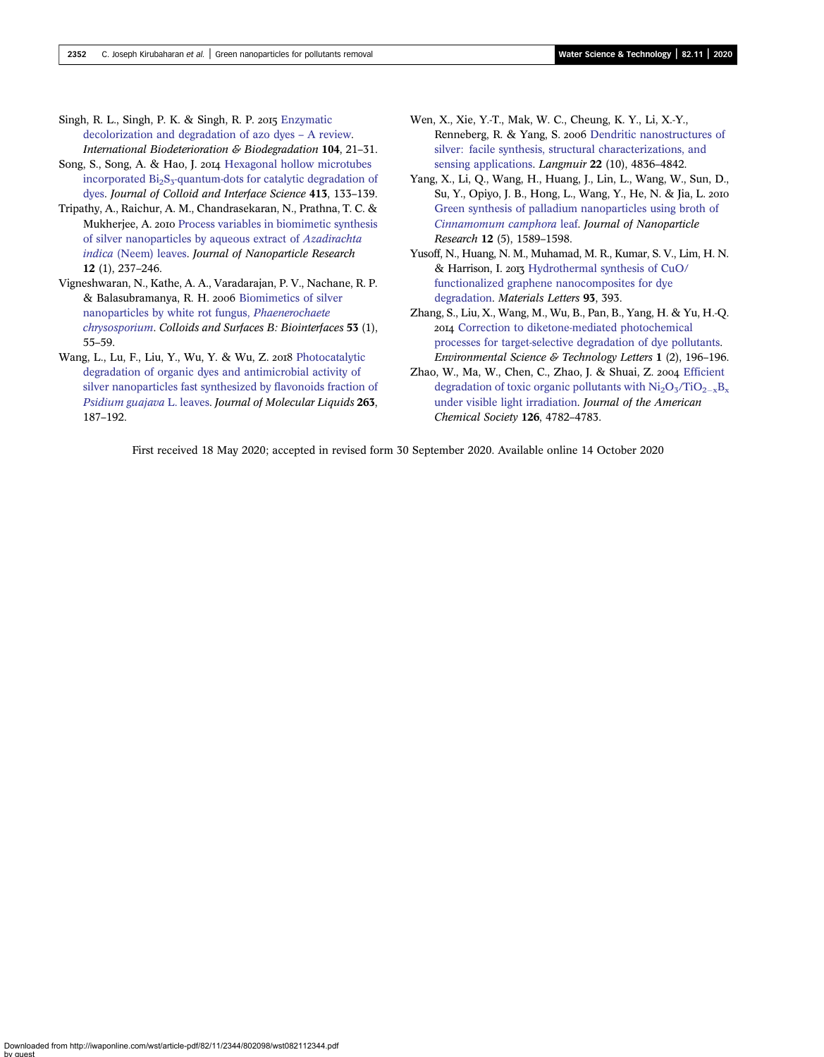Singh, R. L., Singh, P. K. & Singh, R. P. 2015 Enzymatic decolorization and degradation of azo dyes – A review. *International Biodeterioration & Biodegradation* **104**, 21–31.

Song, S., Song, A. & Hao, J. 2014 Hexagonal hollow microtubes incorporated $Bi_2S_3$-quantum-dots for catalytic degradation of dyes. *Journal of Colloid and Interface Science* **413**, 133–139.

Tripathy, A., Raichur, A. M., Chandrasekaran, N., Prathna, T. C. & Mukherjee, A. 2010 Process variables in biomimetic synthesis of silver nanoparticles by aqueous extract of *Azadirachta indica* (Neem) leaves. *Journal of Nanoparticle Research* **12** (1), 237–246.

Vigneshwaran, N., Kathe, A. A., Varadarajan, P. V., Nachane, R. P. & Balasubramanya, R. H. 2006 Biomimetics of silver nanoparticles by white rot fungus, *Phaenerochaete chrysosporium*. *Colloids and Surfaces B: Biointerfaces* **53** (1), 55–59.

Wang, L., Lu, F., Liu, Y., Wu, Y. & Wu, Z. 2018 Photocatalytic degradation of organic dyes and antimicrobial activity of silver nanoparticles fast synthesized by flavonoids fraction of *Psidium guajava* L. leaves. *Journal of Molecular Liquids* **263**, 187–192.

Wen, X., Xie, Y.-T., Mak, W. C., Cheung, K. Y., Li, X.-Y., Renneberg, R. & Yang, S. 2006 Dendritic nanostructures of silver: facile synthesis, structural characterizations, and sensing applications. *Langmuir* **22** (10), 4836–4842.

Yang, X., Li, Q., Wang, H., Huang, J., Lin, L., Wang, W., Sun, D., Su, Y., Opiyo, J. B., Hong, L., Wang, Y., He, N. & Jia, L. 2010 Green synthesis of palladium nanoparticles using broth of *Cinnamomum camphora* leaf. *Journal of Nanoparticle Research* **12** (5), 1589–1598.

Yusoff, N., Huang, N. M., Muhamad, M. R., Kumar, S. V., Lim, H. N. & Harrison, I. 2013 Hydrothermal synthesis of CuO/functionalized graphene nanocomposites for dye degradation. *Materials Letters* **93**, 393.

Zhang, S., Liu, X., Wang, M., Wu, B., Pan, B., Yang, H. & Yu, H.-Q. 2014 Correction to diketone-mediated photochemical processes for target-selective degradation of dye pollutants. *Environmental Science & Technology Letters* **1** (2), 196–196.

Zhao, W., Ma, W., Chen, C., Zhao, J. & Shuai, Z. 2004 Efficient degradation of toxic organic pollutants with $Ni_2O_3/TiO_{2-x}B_x$ under visible light irradiation. *Journal of the American Chemical Society* **126**, 4782–4783.

First received 18 May 2020; accepted in revised form 30 September 2020. Available online 14 October 2020